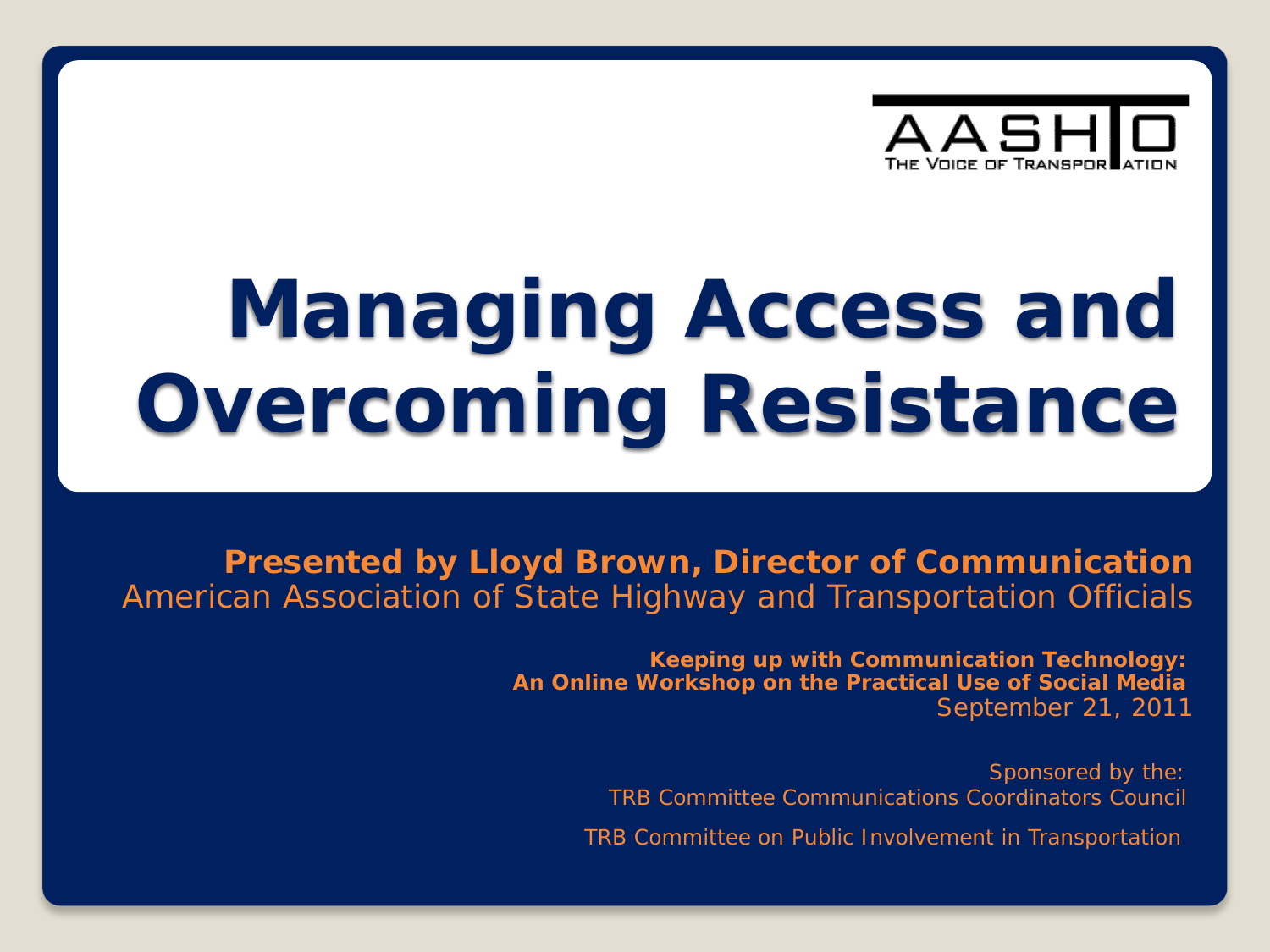AASHTO
THE VOICE OF TRANSPORTATION

# Managing Access and Overcoming Resistance

**Presented by Lloyd Brown, Director of Communication**
American Association of State Highway and Transportation Officials

**Keeping up with Communication Technology: An Online Workshop on the Practical Use of Social Media**
September 21, 2011

Sponsored by the:
TRB Committee Communications Coordinators Council

TRB Committee on Public Involvement in Transportation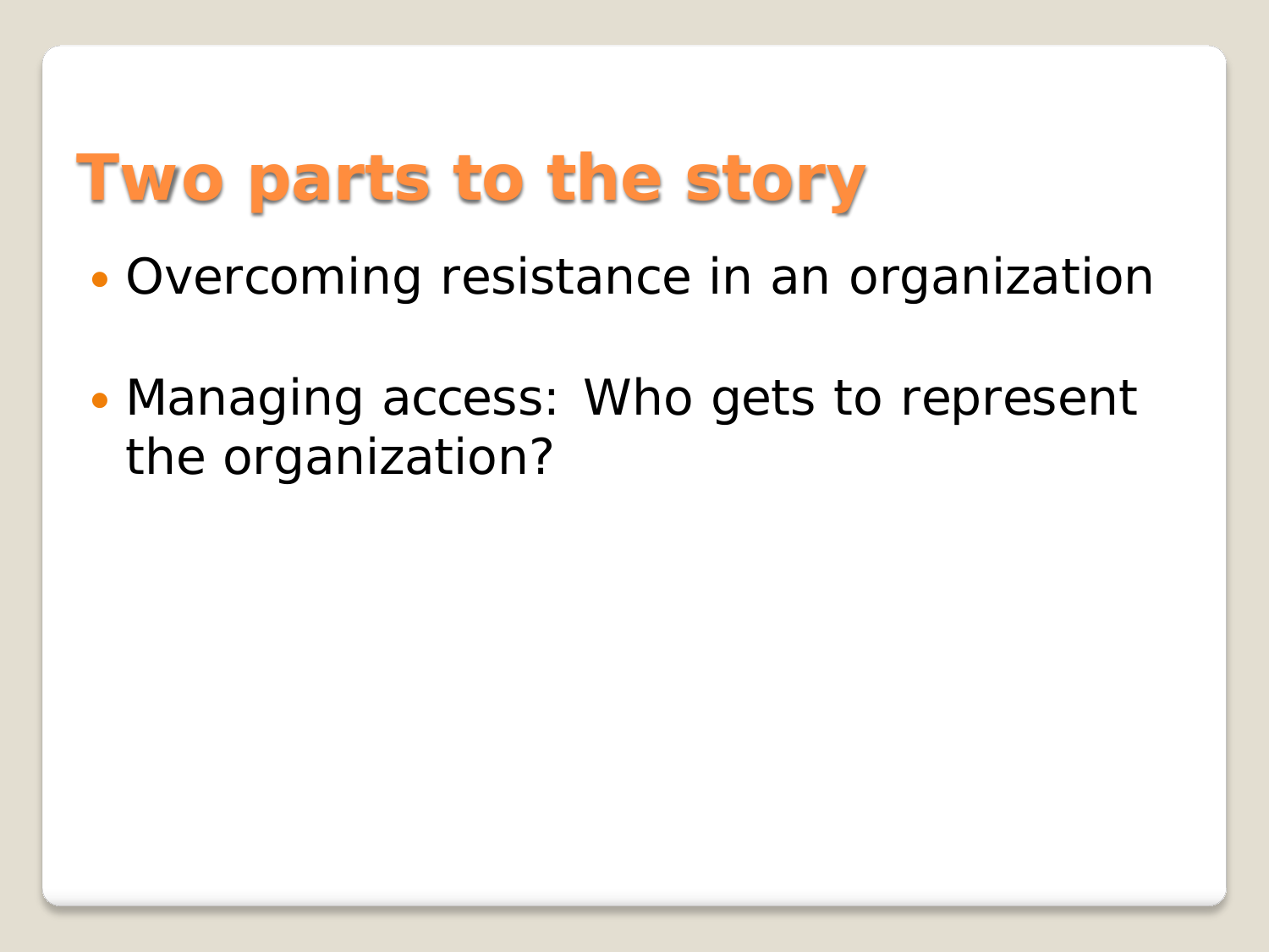# Two parts to the story

- Overcoming resistance in an organization
- Managing access: Who gets to represent the organization?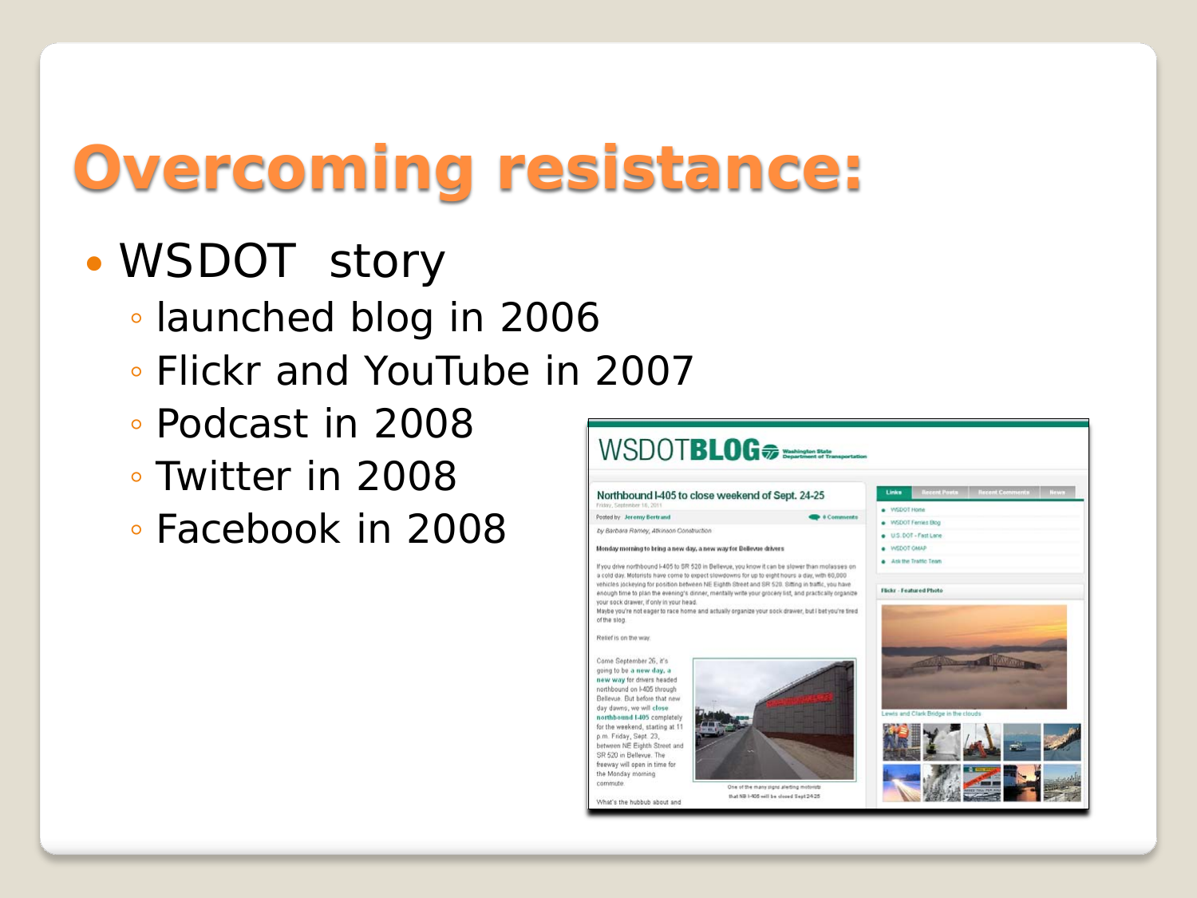# Overcoming resistance:

- WSDOT story
  - launched blog in 2006
  - Flickr and YouTube in 2007
  - Podcast in 2008
  - Twitter in 2008
  - Facebook in 2008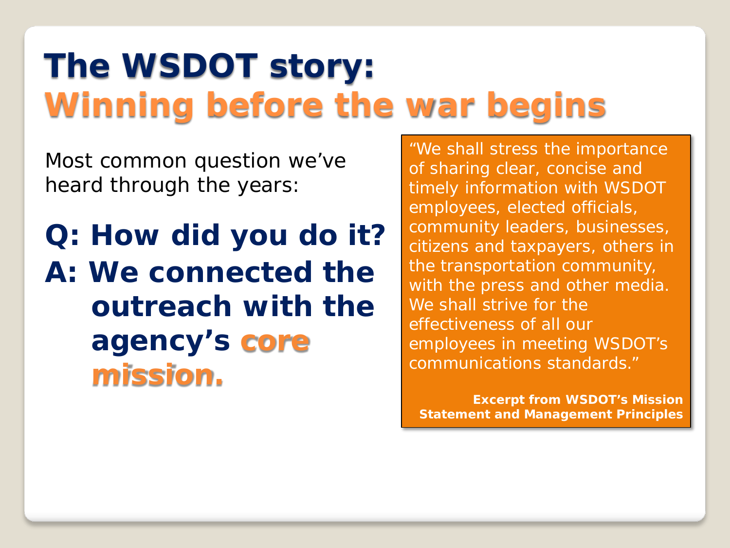# The WSDOT story: Winning before the war begins

Most common question we've heard through the years:

**Q: How did you do it?**

**A: We connected the outreach with the agency's *core mission.***

"We shall stress the importance of sharing clear, concise and timely information with WSDOT employees, elected officials, community leaders, businesses, citizens and taxpayers, others in the transportation community, with the press and other media. We shall strive for the effectiveness of all our employees in meeting WSDOT's communications standards."

**Excerpt from WSDOT's Mission Statement and Management Principles**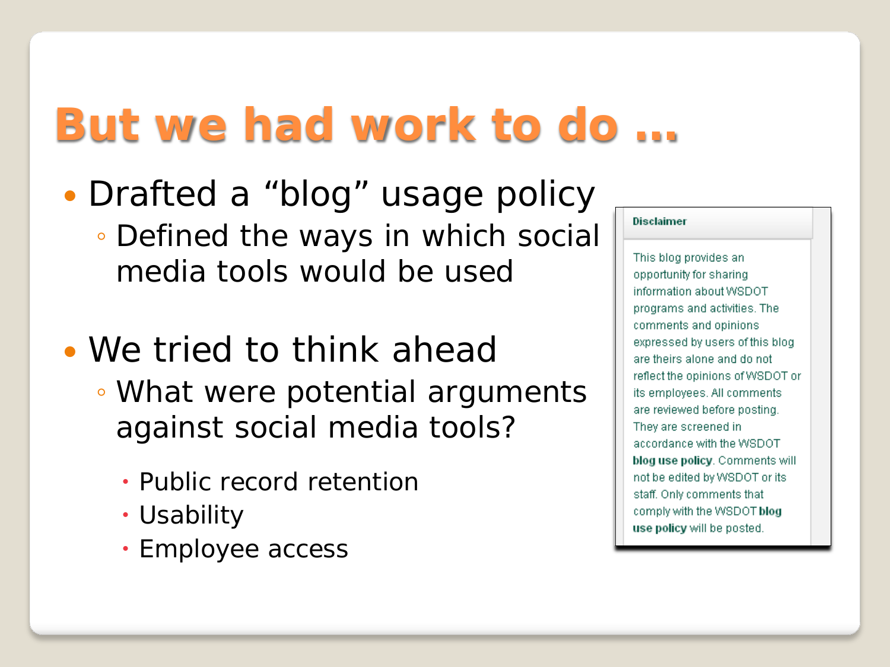# But we had work to do …

- Drafted a "blog" usage policy
  - Defined the ways in which social media tools would be used
- We tried to think ahead
  - What were potential arguments against social media tools?
    - Public record retention
    - Usability
    - Employee access

**Disclaimer**

This blog provides an opportunity for sharing information about WSDOT programs and activities. The comments and opinions expressed by users of this blog are theirs alone and do not reflect the opinions of WSDOT or its employees. All comments are reviewed before posting. They are screened in accordance with the WSDOT **blog use policy**. Comments will not be edited by WSDOT or its staff. Only comments that comply with the WSDOT **blog use policy** will be posted.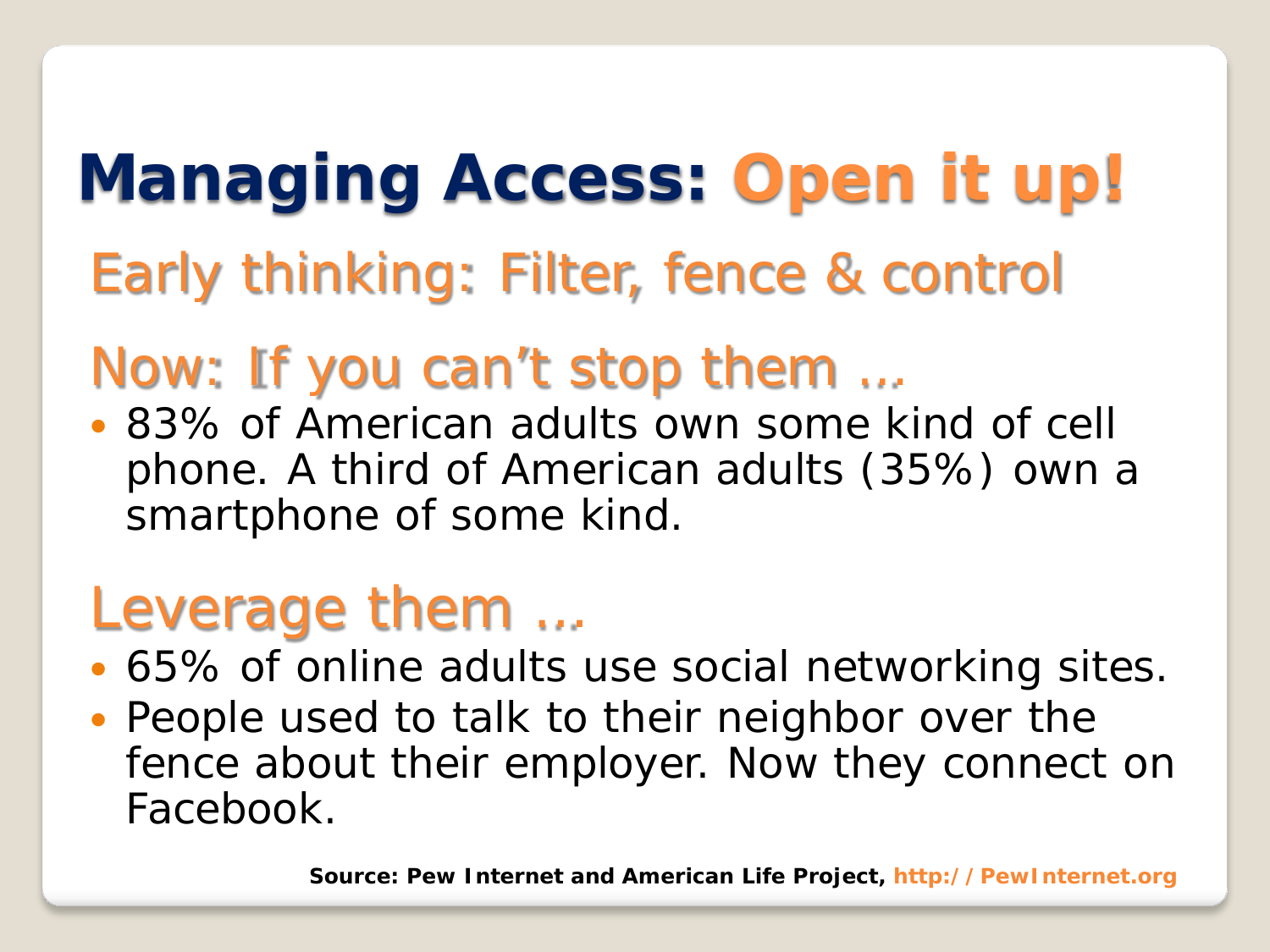# Managing Access: Open it up!

## Early thinking: Filter, fence & control

## Now: If you can't stop them …

- 83% of American adults own some kind of cell phone. A third of American adults (35%) own a smartphone of some kind.

## Leverage them …

- 65% of online adults use social networking sites.
- People used to talk to their neighbor over the fence about their employer. Now they connect on Facebook.

**Source: Pew Internet and American Life Project, http://PewInternet.org**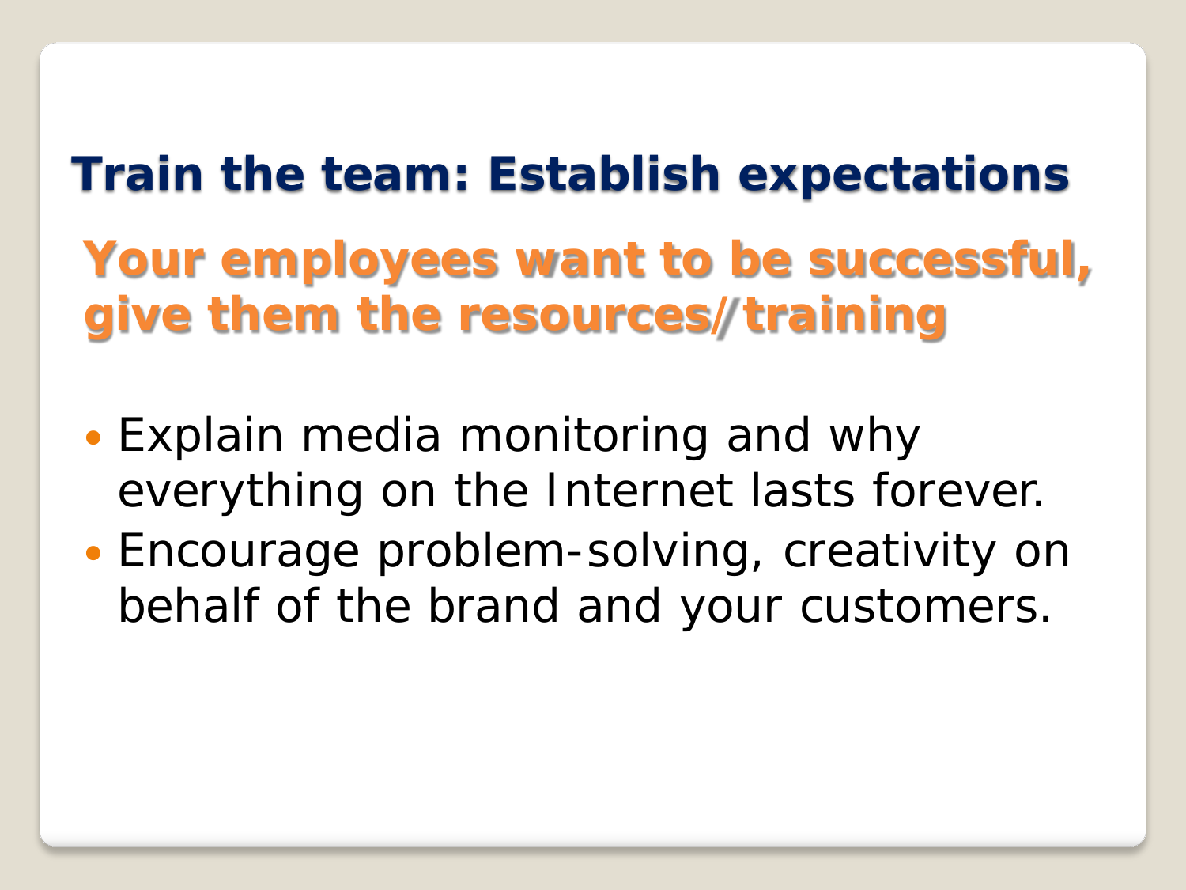# Train the team: Establish expectations

## Your employees want to be successful, give them the resources/training

- Explain media monitoring and why everything on the Internet lasts forever.
- Encourage problem-solving, creativity on behalf of the brand and your customers.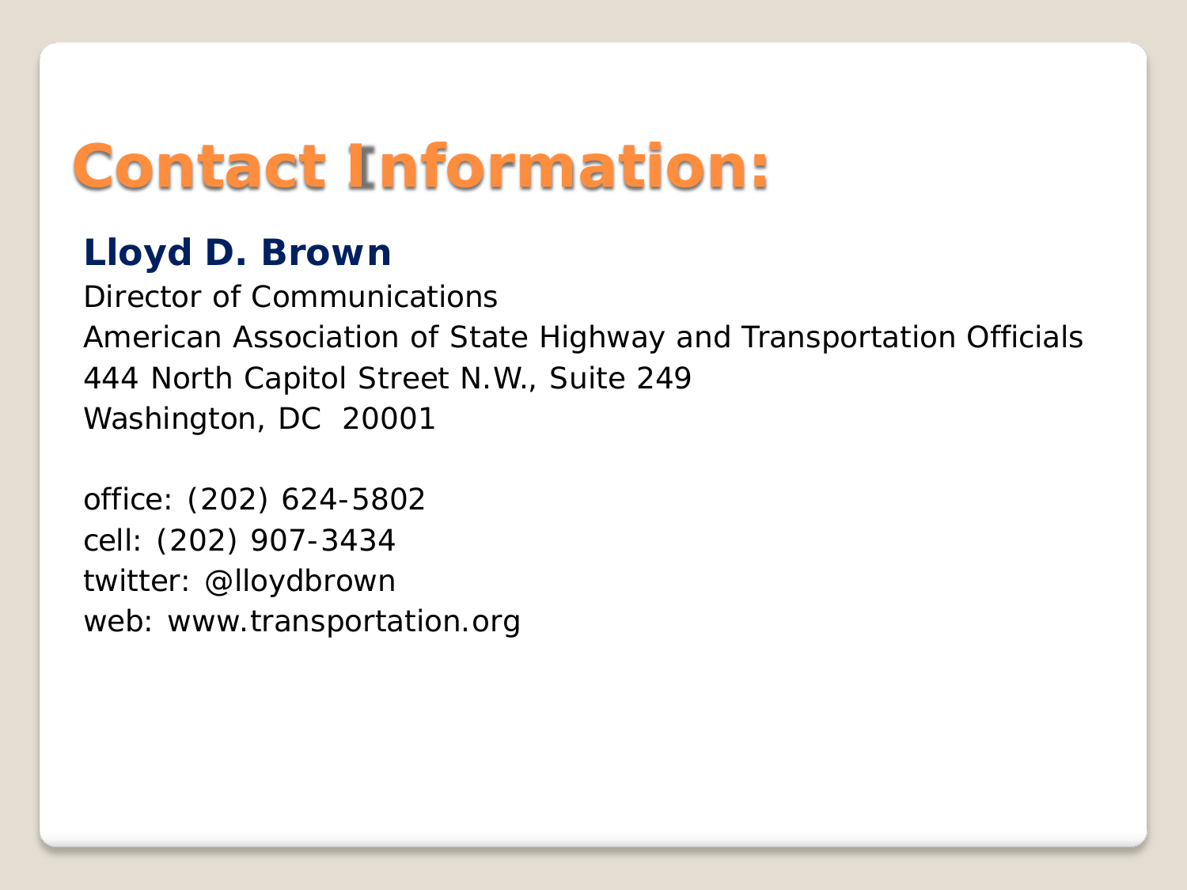# Contact Information:

**Lloyd D. Brown**

Director of Communications
American Association of State Highway and Transportation Officials
444 North Capitol Street N.W., Suite 249
Washington, DC  20001

office: (202) 624-5802
cell: (202) 907-3434
twitter: @lloydbrown
web: www.transportation.org